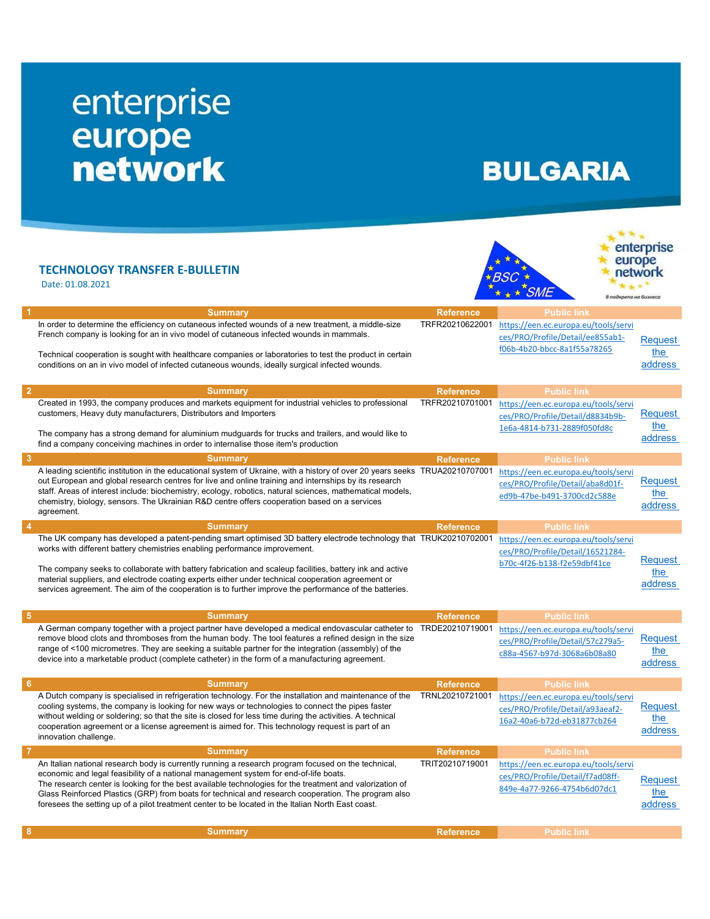# enterprise europe network

# BULGARIA

## TECHNOLOGY TRANSFER E-BULLETIN

Date: 01.08.2021

| # | Summary | Reference | Public link | |
|---|---|---|---|---|
| 1 | In order to determine the efficiency on cutaneous infected wounds of a new treatment, a middle-size French company is looking for an in vivo model of cutaneous infected wounds in mammals.<br><br>Technical cooperation is sought with healthcare companies or laboratories to test the product in certain conditions on an in vivo model of infected cutaneous wounds, ideally surgical infected wounds. | TRFR20210622001 | https://een.ec.europa.eu/tools/services/PRO/Profile/Detail/ee855ab1-f06b-4b20-bbcc-8a1f55a78265 | Request the address |
| 2 | Created in 1993, the company produces and markets equipment for industrial vehicles to professional customers, Heavy duty manufacturers, Distributors and Importers<br><br>The company has a strong demand for aluminium mudguards for trucks and trailers, and would like to find a company conceiving machines in order to internalise those item's production | TRFR20210701001 | https://een.ec.europa.eu/tools/services/PRO/Profile/Detail/d8834b9b-1e6a-4814-b731-2889f050fd8c | Request the address |
| 3 | A leading scientific institution in the educational system of Ukraine, with a history of over 20 years seeks out European and global research centres for live and online training and internships by its research staff. Areas of interest include: biochemistry, ecology, robotics, natural sciences, mathematical models, chemistry, biology, sensors. The Ukrainian R&D centre offers cooperation based on a services agreement. | TRUA20210707001 | https://een.ec.europa.eu/tools/services/PRO/Profile/Detail/aba8d01f-ed9b-47be-b491-3700cd2c588e | Request the address |
| 4 | The UK company has developed a patent-pending smart optimised 3D battery electrode technology that works with different battery chemistries enabling performance improvement.<br><br>The company seeks to collaborate with battery fabrication and scaleup facilities, battery ink and active material suppliers, and electrode coating experts either under technical cooperation agreement or services agreement. The aim of the cooperation is to further improve the performance of the batteries. | TRUK20210702001 | https://een.ec.europa.eu/tools/services/PRO/Profile/Detail/16521284-b70c-4f26-b138-f2e59dbf41ce | Request the address |
| 5 | A German company together with a project partner have developed a medical endovascular catheter to remove blood clots and thromboses from the human body. The tool features a refined design in the size range of <100 micrometres. They are seeking a suitable partner for the integration (assembly) of the device into a marketable product (complete catheter) in the form of a manufacturing agreement. | TRDE20210719001 | https://een.ec.europa.eu/tools/services/PRO/Profile/Detail/57c279a5-c88a-4567-b97d-3068a6b08a80 | Request the address |
| 6 | A Dutch company is specialised in refrigeration technology. For the installation and maintenance of the cooling systems, the company is looking for new ways or technologies to connect the pipes faster without welding or soldering; so that the site is closed for less time during the activities. A technical cooperation agreement or a license agreement is aimed for. This technology request is part of an innovation challenge. | TRNL20210721001 | https://een.ec.europa.eu/tools/services/PRO/Profile/Detail/a93aeaf2-16a2-40a6-b72d-eb31877cb264 | Request the address |
| 7 | An Italian national research body is currently running a research program focused on the technical, economic and legal feasibility of a national management system for end-of-life boats.<br>The research center is looking for the best available technologies for the treatment and valorization of Glass Reinforced Plastics (GRP) from boats for technical and research cooperation. The program also foresees the setting up of a pilot treatment center to be located in the Italian North East coast. | TRIT20210719001 | https://een.ec.europa.eu/tools/services/PRO/Profile/Detail/f7ad08ff-849e-4a77-9266-4754b6d07dc1 | Request the address |
| 8 | Summary | Reference | Public link | |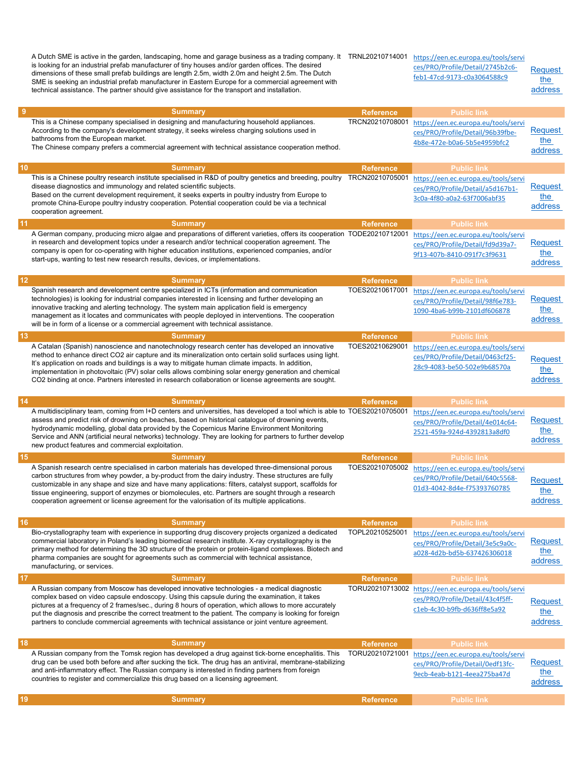| | Summary | Reference | Public link | |
|---|---|---|---|---|
| | A Dutch SME is active in the garden, landscaping, home and garage business as a trading company. It is looking for an industrial prefab manufacturer of tiny houses and/or garden offices. The desired dimensions of these small prefab buildings are length 2.5m, width 2.0m and height 2.5m. The Dutch SME is seeking an industrial prefab manufacturer in Eastern Europe for a commercial agreement with technical assistance. The partner should give assistance for the transport and installation. | TRNL20210714001 | https://een.ec.europa.eu/tools/services/PRO/Profile/Detail/2745b2c6-feb1-47cd-9173-c0a3064588c9 | Request the address |

| 9 | Summary | Reference | Public link | |
|---|---|---|---|---|
| | This is a Chinese company specialised in designing and manufacturing household appliances. According to the company's development strategy, it seeks wireless charging solutions used in bathrooms from the European market.<br>The Chinese company prefers a commercial agreement with technical assistance cooperation method. | TRCN20210708001 | https://een.ec.europa.eu/tools/services/PRO/Profile/Detail/96b39fbe-4b8e-472e-b0a6-5b5e4959bfc2 | Request the address |

| 10 | Summary | Reference | Public link | |
|---|---|---|---|---|
| | This is a Chinese poultry research institute specialised in R&D of poultry genetics and breeding, poultry disease diagnostics and immunology and related scientific subjects.<br>Based on the current development requirement, it seeks experts in poultry industry from Europe to promote China-Europe poultry industry cooperation. Potential cooperation could be via a technical cooperation agreement. | TRCN20210705001 | https://een.ec.europa.eu/tools/services/PRO/Profile/Detail/a5d167b1-3c0a-4f80-a0a2-63f7006abf35 | Request the address |

| 11 | Summary | Reference | Public link | |
|---|---|---|---|---|
| | A German company, producing micro algae and preparations of different varieties, offers its cooperation in research and development topics under a research and/or technical cooperation agreement. The company is open for co-operating with higher education institutions, experienced companies, and/or start-ups, wanting to test new research results, devices, or implementations. | TODE20210712001 | https://een.ec.europa.eu/tools/services/PRO/Profile/Detail/fd9d39a7-9f13-407b-8410-091f7c3f9631 | Request the address |

| 12 | Summary | Reference | Public link | |
|---|---|---|---|---|
| | Spanish research and development centre specialized in ICTs (information and communication technologies) is looking for industrial companies interested in licensing and further developing an innovative tracking and alerting technology. The system main application field is emergency management as it locates and communicates with people deployed in interventions. The cooperation will be in form of a license or a commercial agreement with technical assistance. | TOES20210617001 | https://een.ec.europa.eu/tools/services/PRO/Profile/Detail/98f6e783-1090-4ba6-b99b-2101df606878 | Request the address |

| 13 | Summary | Reference | Public link | |
|---|---|---|---|---|
| | A Catalan (Spanish) nanoscience and nanotechnology research center has developed an innovative method to enhance direct $CO_2$ air capture and its mineralization onto certain solid surfaces using light. It's application on roads and buildings is a way to mitigate human climate impacts. In addition, implementation in photovoltaic (PV) solar cells allows combining solar energy generation and chemical $CO_2$ binding at once. Partners interested in research collaboration or license agreements are sought. | TOES20210629001 | https://een.ec.europa.eu/tools/services/PRO/Profile/Detail/0463cf25-28c9-4083-be50-502e9b68570a | Request the address |

| 14 | Summary | Reference | Public link | |
|---|---|---|---|---|
| | A multidisciplinary team, coming from I+D centers and universities, has developed a tool which is able to assess and predict risk of drowning on beaches, based on historical catalogue of drowning events, hydrodynamic modelling, global data provided by the Copernicus Marine Environment Monitoring Service and ANN (artificial neural networks) technology. They are looking for partners to further develop new product features and commercial exploitation. | TOES20210705001 | https://een.ec.europa.eu/tools/services/PRO/Profile/Detail/4e014c64-2521-459a-924d-4392813a8df0 | Request the address |

| 15 | Summary | Reference | Public link | |
|---|---|---|---|---|
| | A Spanish research centre specialised in carbon materials has developed three-dimensional porous carbon structures from whey powder, a by-product from the dairy industry. These structures are fully customizable in any shape and size and have many applications: filters, catalyst support, scaffolds for tissue engineering, support of enzymes or biomolecules, etc. Partners are sought through a research cooperation agreement or license agreement for the valorisation of its multiple applications. | TOES20210705002 | https://een.ec.europa.eu/tools/services/PRO/Profile/Detail/640c5568-01d3-4042-8d4e-f75393760785 | Request the address |

| 16 | Summary | Reference | Public link | |
|---|---|---|---|---|
| | Bio-crystallography team with experience in supporting drug discovery projects organized a dedicated commercial laboratory in Poland's leading biomedical research institute. X-ray crystallography is the primary method for determining the 3D structure of the protein or protein-ligand complexes. Biotech and pharma companies are sought for agreements such as commercial with technical assistance, manufacturing, or services. | TOPL20210525001 | https://een.ec.europa.eu/tools/services/PRO/Profile/Detail/3e5c9a0c-a028-4d2b-bd5b-637426306018 | Request the address |

| 17 | Summary | Reference | Public link | |
|---|---|---|---|---|
| | A Russian company from Moscow has developed innovative technologies - a medical diagnostic complex based on video capsule endoscopy. Using this capsule during the examination, it takes pictures at a frequency of 2 frames/sec., during 8 hours of operation, which allows to more accurately put the diagnosis and prescribe the correct treatment to the patient. The company is looking for foreign partners to conclude commercial agreements with technical assistance or joint venture agreement. | TORU20210713002 | https://een.ec.europa.eu/tools/services/PRO/Profile/Detail/43c4f5ff-c1eb-4c30-b9fb-d636ff8e5a92 | Request the address |

| 18 | Summary | Reference | Public link | |
|---|---|---|---|---|
| | A Russian company from the Tomsk region has developed a drug against tick-borne encephalitis. This drug can be used both before and after sucking the tick. The drug has an antiviral, membrane-stabilizing and anti-inflammatory effect. The Russian company is interested in finding partners from foreign countries to register and commercialize this drug based on a licensing agreement. | TORU20210721001 | https://een.ec.europa.eu/tools/services/PRO/Profile/Detail/0edf13fc-9ecb-4eab-b121-4eea275ba47d | Request the address |

| 19 | Summary | Reference | Public link |
|---|---|---|---|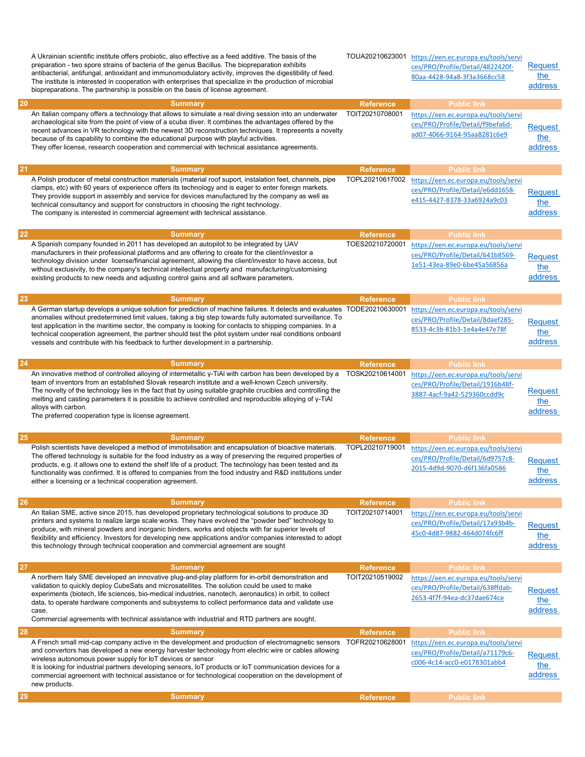| | Summary | Reference | Public link | |
|---|---|---|---|---|
| | A Ukrainian scientific institute offers probiotic, also effective as a feed additive. The basis of the preparation - two spore strains of bacteria of the genus Bacillus. The biopreparation exhibits antibacterial, antifungal, antioxidant and immunomodulatory activity, improves the digestibility of feed. The institute is interested in cooperation with enterprises that specialize in the production of microbial biopreparations. The partnership is possible on the basis of license agreement. | TOUA20210623001 | https://een.ec.europa.eu/tools/services/PRO/Profile/Detail/4822420f-80aa-4428-94a8-3f3a3668cc58 | Request the address |
| 20 | An Italian company offers a technology that allows to simulate a real diving session into an underwater archaeological site from the point of view of a scuba diver. It combines the advantages offered by the recent advances in VR technology with the newest 3D reconstruction techniques. It represents a novelty because of its capability to combine the educational purpose with playful activities.<br>They offer license, research cooperation and commercial with technical assistance agreements. | TOIT20210708001 | https://een.ec.europa.eu/tools/services/PRO/Profile/Detail/f9befa6d-ad07-4066-9164-95aa8281c6e9 | Request the address |
| 21 | A Polish producer of metal construction materials (material roof suport, instalation feet, channels, pipe clamps, etc) with 60 years of experience offers its technology and is eager to enter foreign markets. They provide support in assembly and service for devices manufactured by the company as well as technical consultancy and support for constructors in choosing the right technology.<br>The company is interested in commercial agreement with technical assistance. | TOPL20210617002 | https://een.ec.europa.eu/tools/services/PRO/Profile/Detail/e6dd1658-e415-4427-8378-33a6924a9c03 | Request the address |
| 22 | A Spanish company founded in 2011 has developed an autopilot to be integrated by UAV manufacturers in their professional platforms and are offering to create for the client/investor a technology division under license/financial agreement, allowing the client/investor to have access, but without exclusivity, to the company's technical intellectual property and manufacturing/customising existing products to new needs and adjusting control gains and all software parameters. | TOES20210720001 | https://een.ec.europa.eu/tools/services/PRO/Profile/Detail/641b8569-1e51-43ea-89e0-6be45a56856a | Request the address |
| 23 | A German startup develops a unique solution for prediction of machine failures. It detects and evaluates anomalies without predetermined limit values, taking a big step towards fully automated surveillance. To test application in the maritime sector, the company is looking for contacts to shipping companies. In a technical cooperation agreement, the partner should test the pilot system under real conditions onboard vessels and contribute with his feedback to further development in a partnership. | TODE20210630001 | https://een.ec.europa.eu/tools/services/PRO/Profile/Detail/8daef285-8533-4c3b-81b3-1e4a4e47e78f | Request the address |
| 24 | An innovative method of controlled alloying of intermetallic γ-TiAl with carbon has been developed by a team of inventors from an established Slovak research institute and a well-known Czech university.<br>The novelty of the technology lies in the fact that by using suitable graphite crucibles and controlling the melting and casting parameters it is possible to achieve controlled and reproducible alloying of γ-TiAl alloys with carbon.<br>The preferred cooperation type is license agreement. | TOSK20210614001 | https://een.ec.europa.eu/tools/services/PRO/Profile/Detail/1916b48f-3887-4acf-9a42-529360ccdd9c | Request the address |
| 25 | Polish scientists have developed a method of immobilisation and encapsulation of bioactive materials. The offered technology is suitable for the food industry as a way of preserving the required properties of products, e.g. it allows one to extend the shelf life of a product. The technology has been tested and its functionality was confirmed. It is offered to companies from the food industry and R&D institutions under either a licensing or a technical cooperation agreement. | TOPL20210719001 | https://een.ec.europa.eu/tools/services/PRO/Profile/Detail/6d9757c8-2015-4d9d-9070-d6f136fa0586 | Request the address |
| 26 | An Italian SME, active since 2015, has developed proprietary technological solutions to produce 3D printers and systems to realize large scale works. They have evolved the "powder bed" technology to produce, with mineral powders and inorganic binders, works and objects with far superior levels of flexibility and efficiency. Investors for developing new applications and/or companies interested to adopt this technology through technical cooperation and commercial agreement are sought | TOIT20210714001 | https://een.ec.europa.eu/tools/services/PRO/Profile/Detail/17a93b4b-45c0-4d87-9882-464d074fc6ff | Request the address |
| 27 | A northern Italy SME developed an innovative plug-and-play platform for in-orbit demonstration and validation to quickly deploy CubeSats and microsatellites. The solution could be used to make experiments (biotech, life sciences, bio-medical industries, nanotech, aeronautics) in orbit, to collect data, to operate hardware components and subsystems to collect performance data and validate use case.<br>Commercial agreements with technical assistance with industrial and RTD partners are sought. | TOIT20210519002 | https://een.ec.europa.eu/tools/services/PRO/Profile/Detail/638ffdab-2653-4f7f-94ea-dc37dae674ce | Request the address |
| 28 | A French small mid-cap company active in the development and production of electromagnetic sensors and convertors has developed a new energy harvester technology from electric wire or cables allowing wireless autonomous power supply for IoT devices or sensor<br>It is looking for industrial partners developing sensors, IoT products or IoT communication devices for a commercial agreement with technical assistance or for technological cooperation on the development of new products. | TOFR20210628001 | https://een.ec.europa.eu/tools/services/PRO/Profile/Detail/a71179c6-c006-4c14-acc0-e0178301abb4 | Request the address |
| 29 | Summary | Reference | Public link | |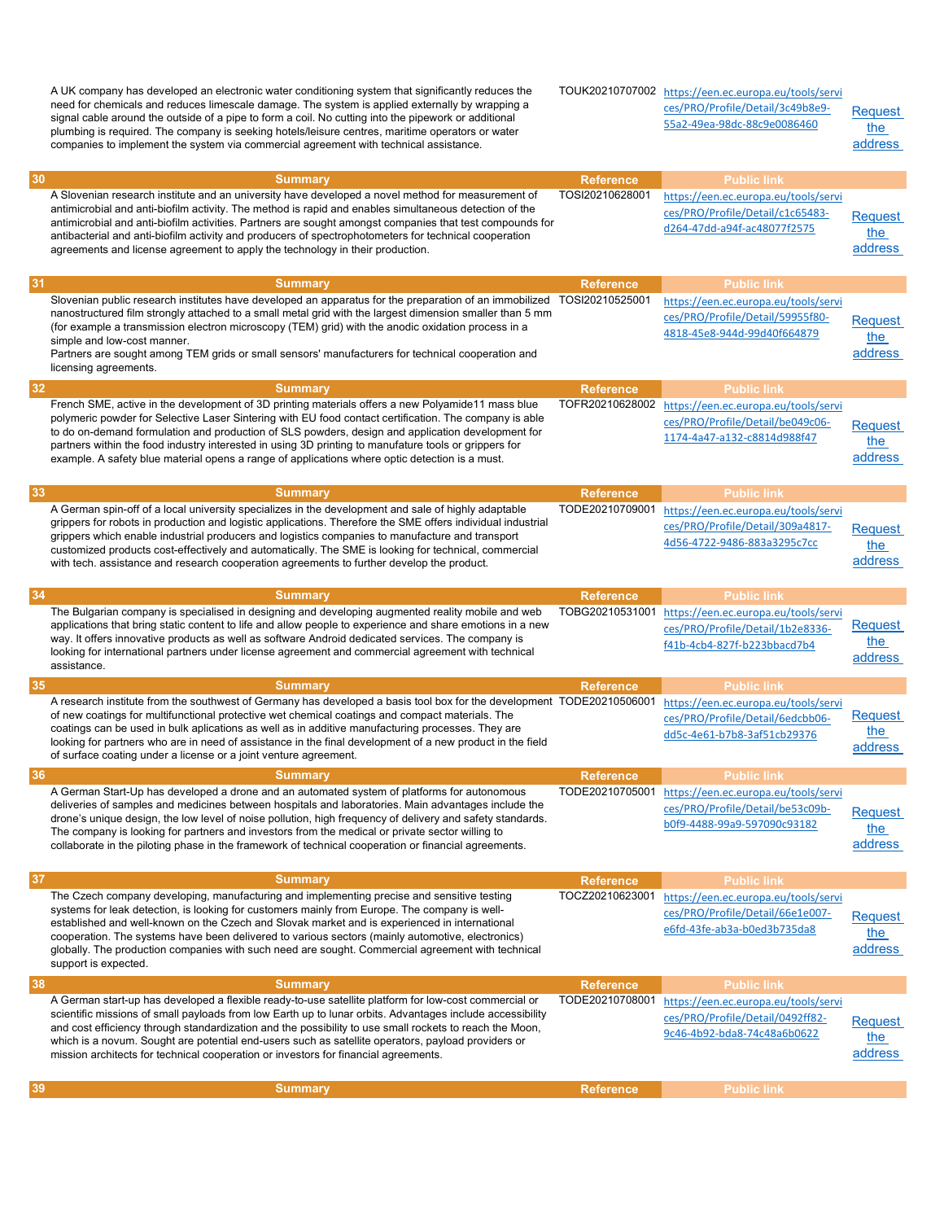| | Summary | Reference | Public link | |
|---|---|---|---|---|
| | A UK company has developed an electronic water conditioning system that significantly reduces the need for chemicals and reduces limescale damage. The system is applied externally by wrapping a signal cable around the outside of a pipe to form a coil. No cutting into the pipework or additional plumbing is required. The company is seeking hotels/leisure centres, maritime operators or water companies to implement the system via commercial agreement with technical assistance. | TOUK20210707002 | https://een.ec.europa.eu/tools/services/PRO/Profile/Detail/3c49b8e9-55a2-49ea-98dc-88c9e0086460 | Request the address |
| 30 | A Slovenian research institute and an university have developed a novel method for measurement of antimicrobial and anti-biofilm activity. The method is rapid and enables simultaneous detection of the antimicrobial and anti-biofilm activities. Partners are sought amongst companies that test compounds for antibacterial and anti-biofilm activity and producers of spectrophotometers for technical cooperation agreements and license agreement to apply the technology in their production. | TOSI20210628001 | https://een.ec.europa.eu/tools/services/PRO/Profile/Detail/c1c65483-d264-47dd-a94f-ac48077f2575 | Request the address |
| 31 | Slovenian public research institutes have developed an apparatus for the preparation of an immobilized nanostructured film strongly attached to a small metal grid with the largest dimension smaller than 5 mm (for example a transmission electron microscopy (TEM) grid) with the anodic oxidation process in a simple and low-cost manner.<br>Partners are sought among TEM grids or small sensors' manufacturers for technical cooperation and licensing agreements. | TOSI20210525001 | https://een.ec.europa.eu/tools/services/PRO/Profile/Detail/59955f80-4818-45e8-944d-99d40f664879 | Request the address |
| 32 | French SME, active in the development of 3D printing materials offers a new Polyamide11 mass blue polymeric powder for Selective Laser Sintering with EU food contact certification. The company is able to do on-demand formulation and production of SLS powders, design and application development for partners within the food industry interested in using 3D printing to manufature tools or grippers for example. A safety blue material opens a range of applications where optic detection is a must. | TOFR20210628002 | https://een.ec.europa.eu/tools/services/PRO/Profile/Detail/be049c06-1174-4a47-a132-c8814d988f47 | Request the address |
| 33 | A German spin-off of a local university specializes in the development and sale of highly adaptable grippers for robots in production and logistic applications. Therefore the SME offers individual industrial grippers which enable industrial producers and logistics companies to manufacture and transport customized products cost-effectively and automatically. The SME is looking for technical, commercial with tech. assistance and research cooperation agreements to further develop the product. | TODE20210709001 | https://een.ec.europa.eu/tools/services/PRO/Profile/Detail/309a4817-4d56-4722-9486-883a3295c7cc | Request the address |
| 34 | The Bulgarian company is specialised in designing and developing augmented reality mobile and web applications that bring static content to life and allow people to experience and share emotions in a new way. It offers innovative products as well as software Android dedicated services. The company is looking for international partners under license agreement and commercial agreement with technical assistance. | TOBG20210531001 | https://een.ec.europa.eu/tools/services/PRO/Profile/Detail/1b2e8336-f41b-4cb4-827f-b223bbacd7b4 | Request the address |
| 35 | A research institute from the southwest of Germany has developed a basis tool box for the development of new coatings for multifunctional protective wet chemical coatings and compact materials. The coatings can be used in bulk aplications as well as in additive manufacturing processes. They are looking for partners who are in need of assistance in the final development of a new product in the field of surface coating under a license or a joint venture agreement. | TODE20210506001 | https://een.ec.europa.eu/tools/services/PRO/Profile/Detail/6edcbb06-dd5c-4e61-b7b8-3af51cb29376 | Request the address |
| 36 | A German Start-Up has developed a drone and an automated system of platforms for autonomous deliveries of samples and medicines between hospitals and laboratories. Main advantages include the drone's unique design, the low level of noise pollution, high frequency of delivery and safety standards. The company is looking for partners and investors from the medical or private sector willing to collaborate in the piloting phase in the framework of technical cooperation or financial agreements. | TODE20210705001 | https://een.ec.europa.eu/tools/services/PRO/Profile/Detail/be53c09b-b0f9-4488-99a9-597090c93182 | Request the address |
| 37 | The Czech company developing, manufacturing and implementing precise and sensitive testing systems for leak detection, is looking for customers mainly from Europe. The company is well-established and well-known on the Czech and Slovak market and is experienced in international cooperation. The systems have been delivered to various sectors (mainly automotive, electronics) globally. The production companies with such need are sought. Commercial agreement with technical support is expected. | TOCZ20210623001 | https://een.ec.europa.eu/tools/services/PRO/Profile/Detail/66e1e007-e6fd-43fe-ab3a-b0ed3b735da8 | Request the address |
| 38 | A German start-up has developed a flexible ready-to-use satellite platform for low-cost commercial or scientific missions of small payloads from low Earth up to lunar orbits. Advantages include accessibility and cost efficiency through standardization and the possibility to use small rockets to reach the Moon, which is a novum. Sought are potential end-users such as satellite operators, payload providers or mission architects for technical cooperation or investors for financial agreements. | TODE20210708001 | https://een.ec.europa.eu/tools/services/PRO/Profile/Detail/0492ff82-9c46-4b92-bda8-74c48a6b0622 | Request the address |
| 39 | Summary | Reference | Public link | |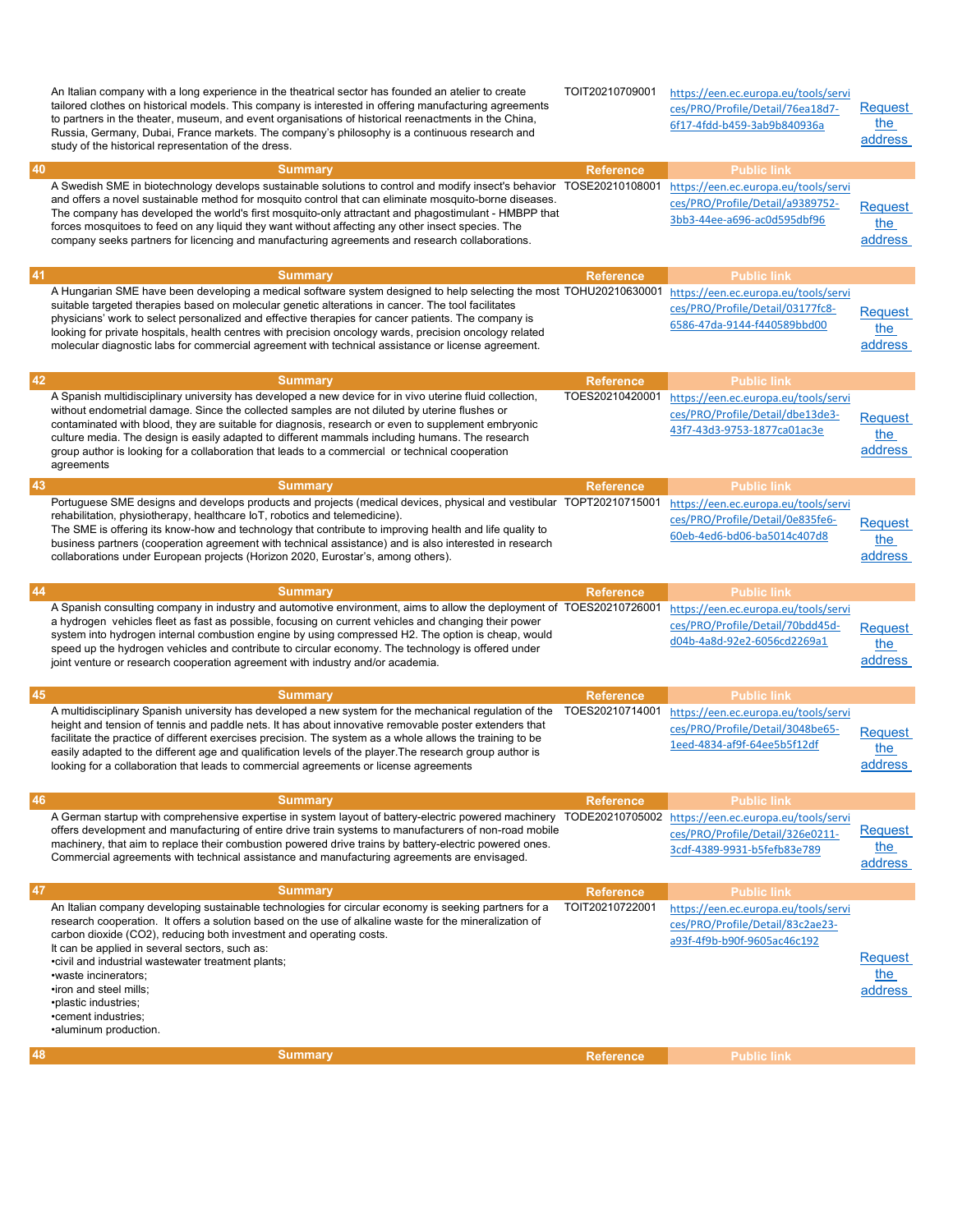| | Summary | Reference | Public link | |
|---|---|---|---|---|
| | An Italian company with a long experience in the theatrical sector has founded an atelier to create tailored clothes on historical models. This company is interested in offering manufacturing agreements to partners in the theater, museum, and event organisations of historical reenactments in the China, Russia, Germany, Dubai, France markets. The company's philosophy is a continuous research and study of the historical representation of the dress. | TOIT20210709001 | https://een.ec.europa.eu/tools/services/PRO/Profile/Detail/76ea18d7-6f17-4fdd-b459-3ab9b840936a | Request the address |
| 40 | A Swedish SME in biotechnology develops sustainable solutions to control and modify insect's behavior and offers a novel sustainable method for mosquito control that can eliminate mosquito-borne diseases. The company has developed the world's first mosquito-only attractant and phagostimulant - HMBPP that forces mosquitoes to feed on any liquid they want without affecting any other insect species. The company seeks partners for licencing and manufacturing agreements and research collaborations. | TOSE20210108001 | https://een.ec.europa.eu/tools/services/PRO/Profile/Detail/a9389752-3bb3-44ee-a696-ac0d595dbf96 | Request the address |
| 41 | A Hungarian SME have been developing a medical software system designed to help selecting the most suitable targeted therapies based on molecular genetic alterations in cancer. The tool facilitates physicians' work to select personalized and effective therapies for cancer patients. The company is looking for private hospitals, health centres with precision oncology wards, precision oncology related molecular diagnostic labs for commercial agreement with technical assistance or license agreement. | TOHU20210630001 | https://een.ec.europa.eu/tools/services/PRO/Profile/Detail/03177fc8-6586-47da-9144-f440589bbd00 | Request the address |
| 42 | A Spanish multidisciplinary university has developed a new device for in vivo uterine fluid collection, without endometrial damage. Since the collected samples are not diluted by uterine flushes or contaminated with blood, they are suitable for diagnosis, research or even to supplement embryonic culture media. The design is easily adapted to different mammals including humans. The research group author is looking for a collaboration that leads to a commercial or technical cooperation agreements | TOES20210420001 | https://een.ec.europa.eu/tools/services/PRO/Profile/Detail/dbe13de3-43f7-43d3-9753-1877ca01ac3e | Request the address |
| 43 | Portuguese SME designs and develops products and projects (medical devices, physical and vestibular rehabilitation, physiotherapy, healthcare IoT, robotics and telemedicine). The SME is offering its know-how and technology that contribute to improving health and life quality to business partners (cooperation agreement with technical assistance) and is also interested in research collaborations under European projects (Horizon 2020, Eurostar's, among others). | TOPT20210715001 | https://een.ec.europa.eu/tools/services/PRO/Profile/Detail/0e835fe6-60eb-4ed6-bd06-ba5014c407d8 | Request the address |
| 44 | A Spanish consulting company in industry and automotive environment, aims to allow the deployment of a hydrogen vehicles fleet as fast as possible, focusing on current vehicles and changing their power system into hydrogen internal combustion engine by using compressed H2. The option is cheap, would speed up the hydrogen vehicles and contribute to circular economy. The technology is offered under joint venture or research cooperation agreement with industry and/or academia. | TOES20210726001 | https://een.ec.europa.eu/tools/services/PRO/Profile/Detail/70bdd45d-d04b-4a8d-92e2-6056cd2269a1 | Request the address |
| 45 | A multidisciplinary Spanish university has developed a new system for the mechanical regulation of the height and tension of tennis and paddle nets. It has about innovative removable poster extenders that facilitate the practice of different exercises precision. The system as a whole allows the training to be easily adapted to the different age and qualification levels of the player.The research group author is looking for a collaboration that leads to commercial agreements or license agreements | TOES20210714001 | https://een.ec.europa.eu/tools/services/PRO/Profile/Detail/3048be65-1eed-4834-af9f-64ee5b5f12df | Request the address |
| 46 | A German startup with comprehensive expertise in system layout of battery-electric powered machinery offers development and manufacturing of entire drive train systems to manufacturers of non-road mobile machinery, that aim to replace their combustion powered drive trains by battery-electric powered ones. Commercial agreements with technical assistance and manufacturing agreements are envisaged. | TODE20210705002 | https://een.ec.europa.eu/tools/services/PRO/Profile/Detail/326e0211-3cdf-4389-9931-b5fefb83e789 | Request the address |
| 47 | An Italian company developing sustainable technologies for circular economy is seeking partners for a research cooperation. It offers a solution based on the use of alkaline waste for the mineralization of carbon dioxide ($CO_2$), reducing both investment and operating costs.<br>It can be applied in several sectors, such as:<br>•civil and industrial wastewater treatment plants;<br>•waste incinerators;<br>•iron and steel mills;<br>•plastic industries;<br>•cement industries;<br>•aluminum production. | TOIT20210722001 | https://een.ec.europa.eu/tools/services/PRO/Profile/Detail/83c2ae23-a93f-4f9b-b90f-9605ac46c192 | Request the address |
| 48 | Summary | Reference | Public link | |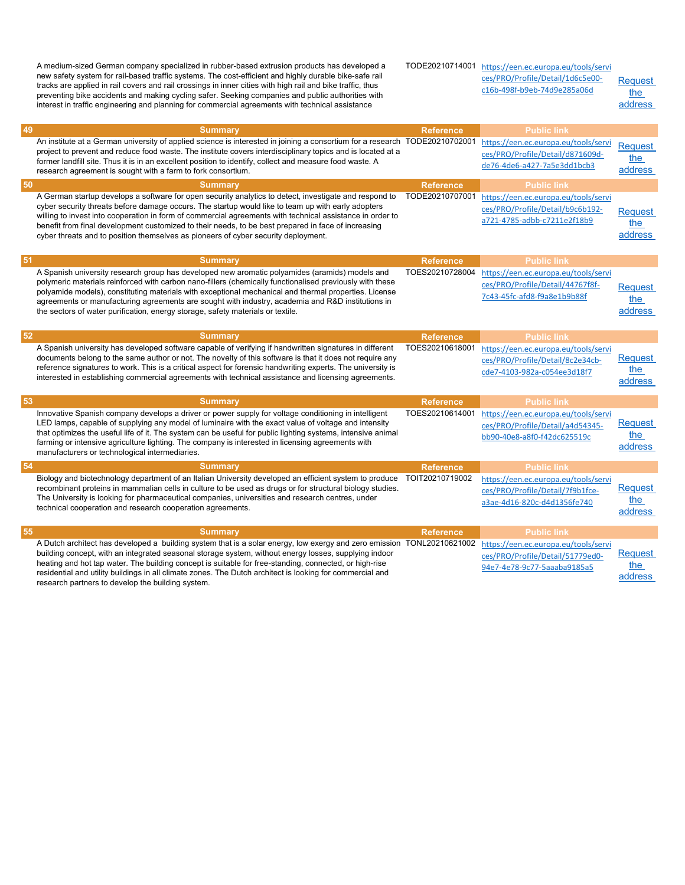| | Summary | Reference | Public link | |
|---|---|---|---|---|
| | A medium-sized German company specialized in rubber-based extrusion products has developed a new safety system for rail-based traffic systems. The cost-efficient and highly durable bike-safe rail tracks are applied in rail covers and rail crossings in inner cities with high rail and bike traffic, thus preventing bike accidents and making cycling safer. Seeking companies and public authorities with interest in traffic engineering and planning for commercial agreements with technical assistance | TODE20210714001 | https://een.ec.europa.eu/tools/services/PRO/Profile/Detail/1d6c5e00-c16b-498f-b9eb-74d9e285a06d | Request the address |
| 49 | An institute at a German university of applied science is interested in joining a consortium for a research project to prevent and reduce food waste. The institute covers interdisciplinary topics and is located at a former landfill site. Thus it is in an excellent position to identify, collect and measure food waste. A research agreement is sought with a farm to fork consortium. | TODE20210702001 | https://een.ec.europa.eu/tools/services/PRO/Profile/Detail/d871609d-de76-4de6-a427-7a5e3dd1bcb3 | Request the address |
| 50 | A German startup develops a software for open security analytics to detect, investigate and respond to cyber security threats before damage occurs. The startup would like to team up with early adopters willing to invest into cooperation in form of commercial agreements with technical assistance in order to benefit from final development customized to their needs, to be best prepared in face of increasing cyber threats and to position themselves as pioneers of cyber security deployment. | TODE20210707001 | https://een.ec.europa.eu/tools/services/PRO/Profile/Detail/b9c6b192-a721-4785-adbb-c7211e2f18b9 | Request the address |
| 51 | A Spanish university research group has developed new aromatic polyamides (aramids) models and polymeric materials reinforced with carbon nano-fillers (chemically functionalised previously with these polyamide models), constituting materials with exceptional mechanical and thermal properties. License agreements or manufacturing agreements are sought with industry, academia and R&D institutions in the sectors of water purification, energy storage, safety materials or textile. | TOES20210728004 | https://een.ec.europa.eu/tools/services/PRO/Profile/Detail/44767f8f-7c43-45fc-afd8-f9a8e1b9b88f | Request the address |
| 52 | A Spanish university has developed software capable of verifying if handwritten signatures in different documents belong to the same author or not. The novelty of this software is that it does not require any reference signatures to work. This is a critical aspect for forensic handwriting experts. The university is interested in establishing commercial agreements with technical assistance and licensing agreements. | TOES20210618001 | https://een.ec.europa.eu/tools/services/PRO/Profile/Detail/8c2e34cb-cde7-4103-982a-c054ee3d18f7 | Request the address |
| 53 | Innovative Spanish company develops a driver or power supply for voltage conditioning in intelligent LED lamps, capable of supplying any model of luminaire with the exact value of voltage and intensity that optimizes the useful life of it. The system can be useful for public lighting systems, intensive animal farming or intensive agriculture lighting. The company is interested in licensing agreements with manufacturers or technological intermediaries. | TOES20210614001 | https://een.ec.europa.eu/tools/services/PRO/Profile/Detail/a4d54345-bb90-40e8-a8f0-f42dc625519c | Request the address |
| 54 | Biology and biotechnology department of an Italian University developed an efficient system to produce recombinant proteins in mammalian cells in culture to be used as drugs or for structural biology studies. The University is looking for pharmaceutical companies, universities and research centres, under technical cooperation and research cooperation agreements. | TOIT20210719002 | https://een.ec.europa.eu/tools/services/PRO/Profile/Detail/7f9b1fce-a3ae-4d16-820c-d4d1356fe740 | Request the address |
| 55 | A Dutch architect has developed a building system that is a solar energy, low exergy and zero emission building concept, with an integrated seasonal storage system, without energy losses, supplying indoor heating and hot tap water. The building concept is suitable for free-standing, connected, or high-rise residential and utility buildings in all climate zones. The Dutch architect is looking for commercial and research partners to develop the building system. | TONL20210621002 | https://een.ec.europa.eu/tools/services/PRO/Profile/Detail/51779ed0-94e7-4e78-9c77-5aaaba9185a5 | Request the address |